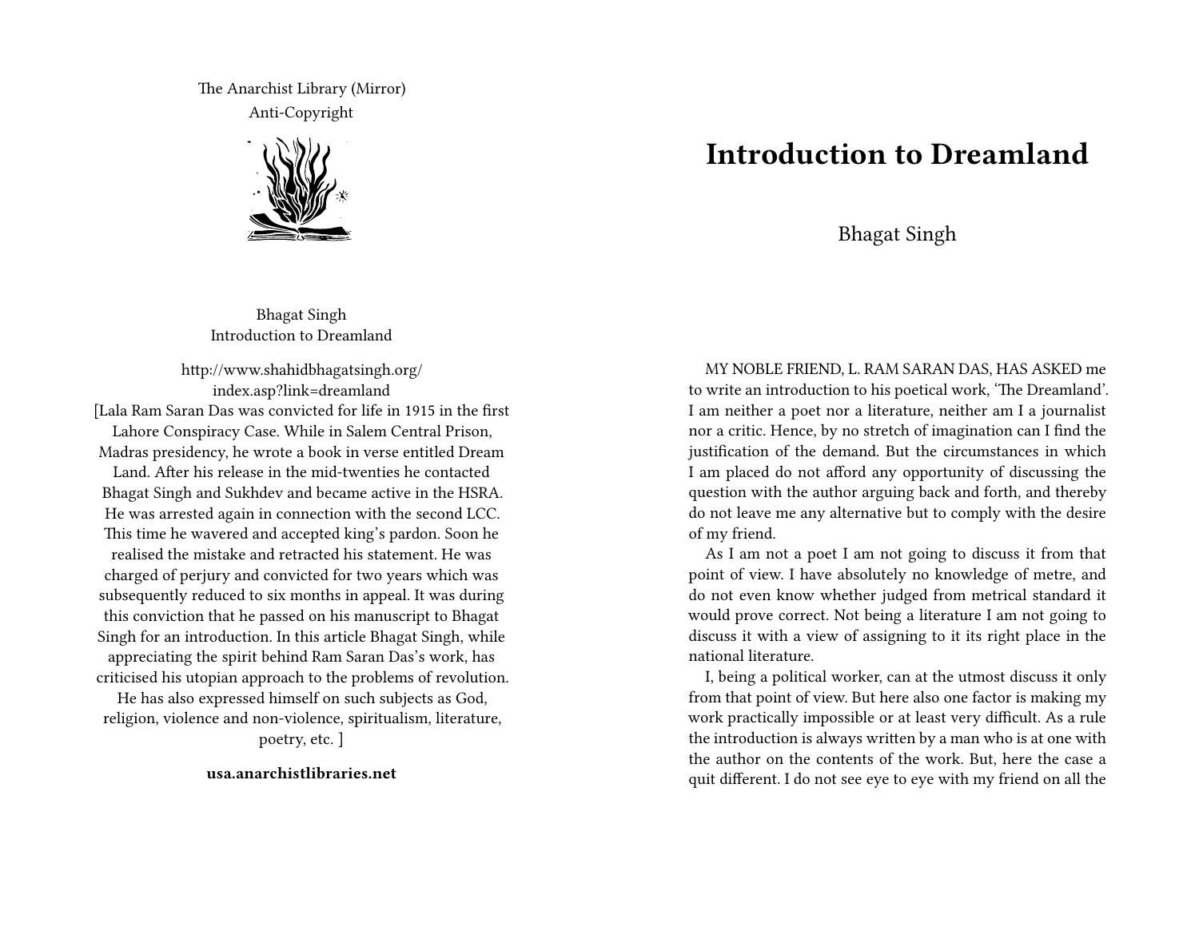The Anarchist Library (Mirror)
Anti-Copyright

Bhagat Singh
Introduction to Dreamland

http://www.shahidbhagatsingh.org/index.asp?link=dreamland
[Lala Ram Saran Das was convicted for life in 1915 in the first Lahore Conspiracy Case. While in Salem Central Prison, Madras presidency, he wrote a book in verse entitled Dream Land. After his release in the mid-twenties he contacted Bhagat Singh and Sukhdev and became active in the HSRA. He was arrested again in connection with the second LCC. This time he wavered and accepted king's pardon. Soon he realised the mistake and retracted his statement. He was charged of perjury and convicted for two years which was subsequently reduced to six months in appeal. It was during this conviction that he passed on his manuscript to Bhagat Singh for an introduction. In this article Bhagat Singh, while appreciating the spirit behind Ram Saran Das's work, has criticised his utopian approach to the problems of revolution. He has also expressed himself on such subjects as God, religion, violence and non-violence, spiritualism, literature, poetry, etc. ]

**usa.anarchistlibraries.net**

# Introduction to Dreamland

Bhagat Singh

MY NOBLE FRIEND, L. RAM SARAN DAS, HAS ASKED me to write an introduction to his poetical work, 'The Dreamland'. I am neither a poet nor a literature, neither am I a journalist nor a critic. Hence, by no stretch of imagination can I find the justification of the demand. But the circumstances in which I am placed do not afford any opportunity of discussing the question with the author arguing back and forth, and thereby do not leave me any alternative but to comply with the desire of my friend.

As I am not a poet I am not going to discuss it from that point of view. I have absolutely no knowledge of metre, and do not even know whether judged from metrical standard it would prove correct. Not being a literature I am not going to discuss it with a view of assigning to it its right place in the national literature.

I, being a political worker, can at the utmost discuss it only from that point of view. But here also one factor is making my work practically impossible or at least very difficult. As a rule the introduction is always written by a man who is at one with the author on the contents of the work. But, here the case a quit different. I do not see eye to eye with my friend on all the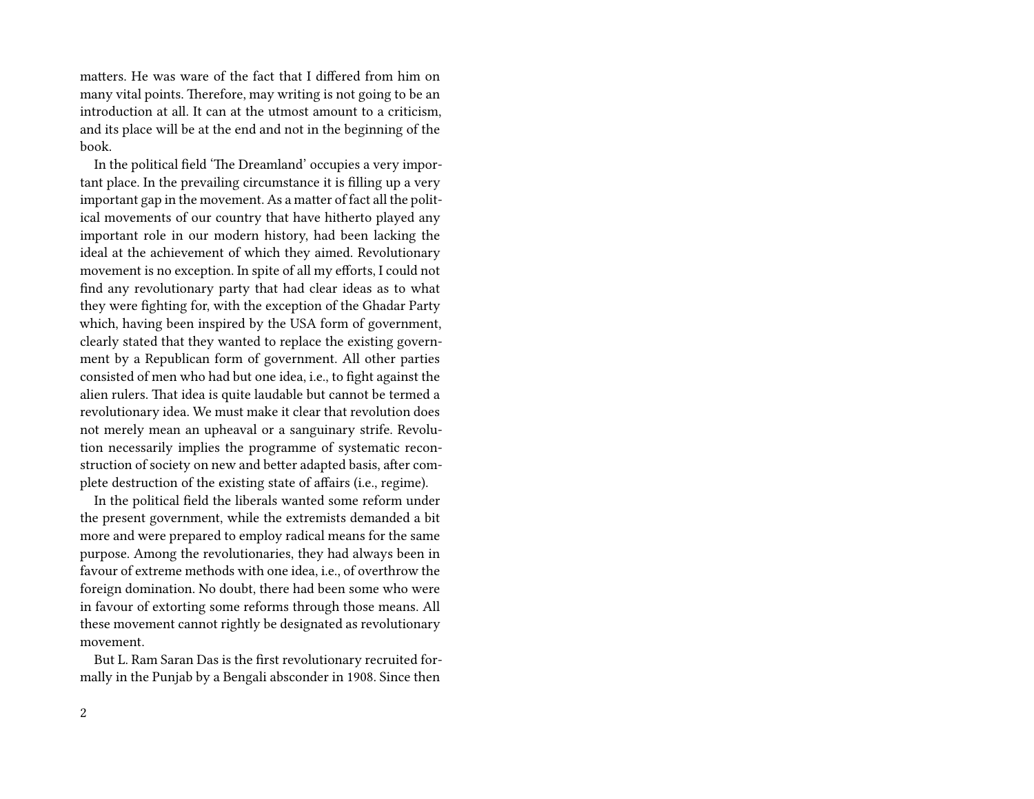matters. He was ware of the fact that I differed from him on many vital points. Therefore, may writing is not going to be an introduction at all. It can at the utmost amount to a criticism, and its place will be at the end and not in the beginning of the book.

In the political field 'The Dreamland' occupies a very important place. In the prevailing circumstance it is filling up a very important gap in the movement. As a matter of fact all the political movements of our country that have hitherto played any important role in our modern history, had been lacking the ideal at the achievement of which they aimed. Revolutionary movement is no exception. In spite of all my efforts, I could not find any revolutionary party that had clear ideas as to what they were fighting for, with the exception of the Ghadar Party which, having been inspired by the USA form of government, clearly stated that they wanted to replace the existing government by a Republican form of government. All other parties consisted of men who had but one idea, i.e., to fight against the alien rulers. That idea is quite laudable but cannot be termed a revolutionary idea. We must make it clear that revolution does not merely mean an upheaval or a sanguinary strife. Revolution necessarily implies the programme of systematic reconstruction of society on new and better adapted basis, after complete destruction of the existing state of affairs (i.e., regime).

In the political field the liberals wanted some reform under the present government, while the extremists demanded a bit more and were prepared to employ radical means for the same purpose. Among the revolutionaries, they had always been in favour of extreme methods with one idea, i.e., of overthrow the foreign domination. No doubt, there had been some who were in favour of extorting some reforms through those means. All these movement cannot rightly be designated as revolutionary movement.

But L. Ram Saran Das is the first revolutionary recruited formally in the Punjab by a Bengali absconder in 1908. Since then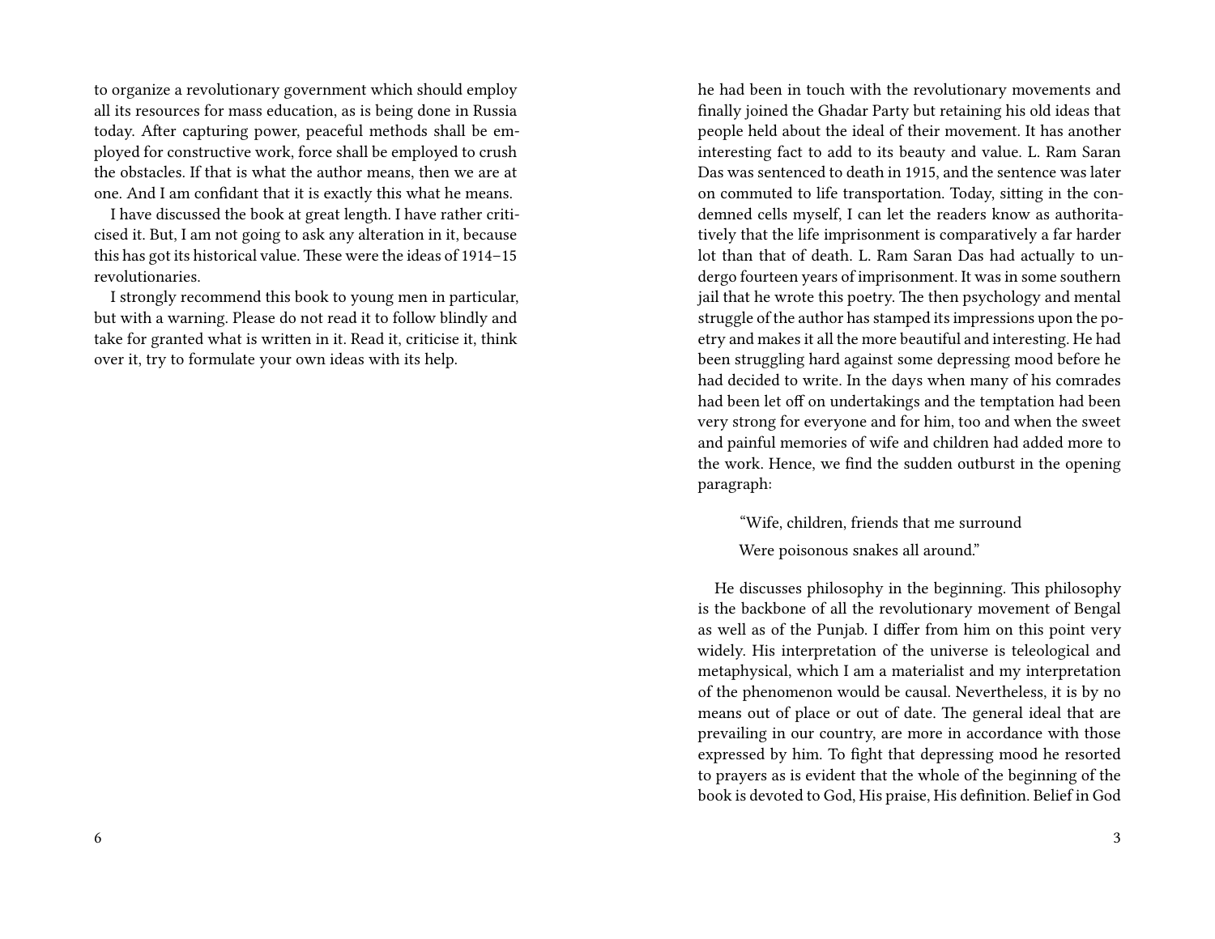to organize a revolutionary government which should employ all its resources for mass education, as is being done in Russia today. After capturing power, peaceful methods shall be employed for constructive work, force shall be employed to crush the obstacles. If that is what the author means, then we are at one. And I am confidant that it is exactly this what he means.

I have discussed the book at great length. I have rather criticised it. But, I am not going to ask any alteration in it, because this has got its historical value. These were the ideas of 1914–15 revolutionaries.

I strongly recommend this book to young men in particular, but with a warning. Please do not read it to follow blindly and take for granted what is written in it. Read it, criticise it, think over it, try to formulate your own ideas with its help.

he had been in touch with the revolutionary movements and finally joined the Ghadar Party but retaining his old ideas that people held about the ideal of their movement. It has another interesting fact to add to its beauty and value. L. Ram Saran Das was sentenced to death in 1915, and the sentence was later on commuted to life transportation. Today, sitting in the condemned cells myself, I can let the readers know as authoritatively that the life imprisonment is comparatively a far harder lot than that of death. L. Ram Saran Das had actually to undergo fourteen years of imprisonment. It was in some southern jail that he wrote this poetry. The then psychology and mental struggle of the author has stamped its impressions upon the poetry and makes it all the more beautiful and interesting. He had been struggling hard against some depressing mood before he had decided to write. In the days when many of his comrades had been let off on undertakings and the temptation had been very strong for everyone and for him, too and when the sweet and painful memories of wife and children had added more to the work. Hence, we find the sudden outburst in the opening paragraph:

> "Wife, children, friends that me surround
>
> Were poisonous snakes all around."

He discusses philosophy in the beginning. This philosophy is the backbone of all the revolutionary movement of Bengal as well as of the Punjab. I differ from him on this point very widely. His interpretation of the universe is teleological and metaphysical, which I am a materialist and my interpretation of the phenomenon would be causal. Nevertheless, it is by no means out of place or out of date. The general ideal that are prevailing in our country, are more in accordance with those expressed by him. To fight that depressing mood he resorted to prayers as is evident that the whole of the beginning of the book is devoted to God, His praise, His definition. Belief in God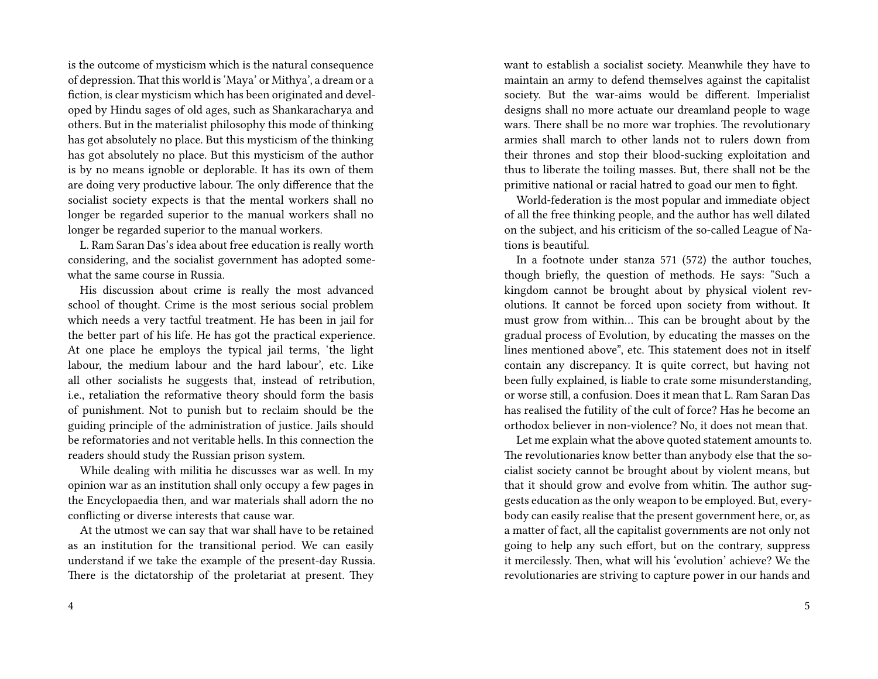is the outcome of mysticism which is the natural consequence of depression. That this world is 'Maya' or Mithya', a dream or a fiction, is clear mysticism which has been originated and developed by Hindu sages of old ages, such as Shankaracharya and others. But in the materialist philosophy this mode of thinking has got absolutely no place. But this mysticism of the thinking has got absolutely no place. But this mysticism of the author is by no means ignoble or deplorable. It has its own of them are doing very productive labour. The only difference that the socialist society expects is that the mental workers shall no longer be regarded superior to the manual workers shall no longer be regarded superior to the manual workers.

L. Ram Saran Das's idea about free education is really worth considering, and the socialist government has adopted somewhat the same course in Russia.

His discussion about crime is really the most advanced school of thought. Crime is the most serious social problem which needs a very tactful treatment. He has been in jail for the better part of his life. He has got the practical experience. At one place he employs the typical jail terms, 'the light labour, the medium labour and the hard labour', etc. Like all other socialists he suggests that, instead of retribution, i.e., retaliation the reformative theory should form the basis of punishment. Not to punish but to reclaim should be the guiding principle of the administration of justice. Jails should be reformatories and not veritable hells. In this connection the readers should study the Russian prison system.

While dealing with militia he discusses war as well. In my opinion war as an institution shall only occupy a few pages in the Encyclopaedia then, and war materials shall adorn the no conflicting or diverse interests that cause war.

At the utmost we can say that war shall have to be retained as an institution for the transitional period. We can easily understand if we take the example of the present-day Russia. There is the dictatorship of the proletariat at present. They want to establish a socialist society. Meanwhile they have to maintain an army to defend themselves against the capitalist society. But the war-aims would be different. Imperialist designs shall no more actuate our dreamland people to wage wars. There shall be no more war trophies. The revolutionary armies shall march to other lands not to rulers down from their thrones and stop their blood-sucking exploitation and thus to liberate the toiling masses. But, there shall not be the primitive national or racial hatred to goad our men to fight.

World-federation is the most popular and immediate object of all the free thinking people, and the author has well dilated on the subject, and his criticism of the so-called League of Nations is beautiful.

In a footnote under stanza 571 (572) the author touches, though briefly, the question of methods. He says: "Such a kingdom cannot be brought about by physical violent revolutions. It cannot be forced upon society from without. It must grow from within… This can be brought about by the gradual process of Evolution, by educating the masses on the lines mentioned above", etc. This statement does not in itself contain any discrepancy. It is quite correct, but having not been fully explained, is liable to crate some misunderstanding, or worse still, a confusion. Does it mean that L. Ram Saran Das has realised the futility of the cult of force? Has he become an orthodox believer in non-violence? No, it does not mean that.

Let me explain what the above quoted statement amounts to. The revolutionaries know better than anybody else that the socialist society cannot be brought about by violent means, but that it should grow and evolve from whitin. The author suggests education as the only weapon to be employed. But, everybody can easily realise that the present government here, or, as a matter of fact, all the capitalist governments are not only not going to help any such effort, but on the contrary, suppress it mercilessly. Then, what will his 'evolution' achieve? We the revolutionaries are striving to capture power in our hands and